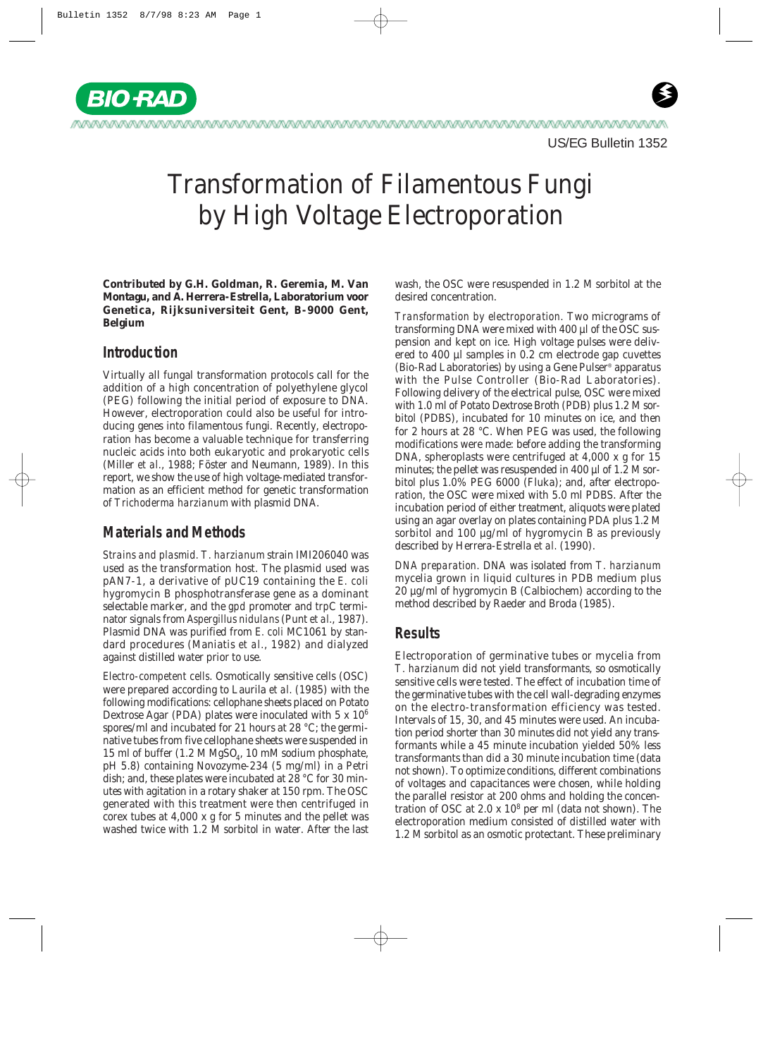US/EG Bulletin 1352

# Transformation of Filamentous Fungi by High Voltage Electroporation

**Contributed by G.H. Goldman, R. Geremia, M. Van Montagu, and A. Herrera-Estrella, Laboratorium voor Genetica, Rijksuniversiteit Gent, B-9000 Gent, Belgium**

## Introduction

Virtually all fungal transformation protocols call for the addition of a high concentration of polyethylene glycol (PEG) following the initial period of exposure to DNA. However, electroporation could also be useful for introducing genes into filamentous fungi. Recently, electroporation has become a valuable technique for transferring nucleic acids into both eukaryotic and prokaryotic cells (Miller *et al*., 1988; Föster and Neumann, 1989). In this report, we show the use of high voltage-mediated transformation as an efficient method for genetic transformation of *Trichoderma harzianum* with plasmid DNA.

## Materials and Methods

*Strains and plasmid.* *T. harzianum* strain IMI206040 was used as the transformation host. The plasmid used was pAN7-1, a derivative of pUC19 containing the *E. coli* hygromycin B phosphotransferase gene as a dominant selectable marker, and the *gpd* promoter and *trpC* terminator signals from *Aspergillus nidulans* (Punt *et al*., 1987). Plasmid DNA was purified from *E. coli* MC1061 by standard procedures (Maniatis *et al*., 1982) and dialyzed against distilled water prior to use.

*Electro-competent cells.* Osmotically sensitive cells (OSC) were prepared according to Laurila *et al.* (1985) with the following modifications: cellophane sheets placed on Potato Dextrose Agar (PDA) plates were inoculated with $5 \times 10^6$ spores/ml and incubated for 21 hours at 28 °C; the germinative tubes from five cellophane sheets were suspended in 15 ml of buffer (1.2 M $MgSO_4$, 10 mM sodium phosphate, pH 5.8) containing Novozyme-234 (5 mg/ml) in a Petri dish; and, these plates were incubated at 28 °C for 30 minutes with agitation in a rotary shaker at 150 rpm. The OSC generated with this treatment were then centrifuged in corex tubes at 4,000 x g for 5 minutes and the pellet was washed twice with 1.2 M sorbitol in water. After the last wash, the OSC were resuspended in 1.2 M sorbitol at the desired concentration.

*Transformation by electroporation.* Two micrograms of transforming DNA were mixed with 400 µl of the OSC suspension and kept on ice. High voltage pulses were delivered to 400 µl samples in 0.2 cm electrode gap cuvettes (Bio-Rad Laboratories) by using a Gene Pulser® apparatus with the Pulse Controller (Bio-Rad Laboratories). Following delivery of the electrical pulse, OSC were mixed with 1.0 ml of Potato Dextrose Broth (PDB) plus 1.2 M sorbitol (PDBS), incubated for 10 minutes on ice, and then for 2 hours at 28 °C. When PEG was used, the following modifications were made: before adding the transforming DNA, spheroplasts were centrifuged at 4,000 x g for 15 minutes; the pellet was resuspended in 400 µl of 1.2 M sorbitol plus 1.0% PEG 6000 (Fluka); and, after electroporation, the OSC were mixed with 5.0 ml PDBS. After the incubation period of either treatment, aliquots were plated using an agar overlay on plates containing PDA plus 1.2 M sorbitol and 100 µg/ml of hygromycin B as previously described by Herrera-Estrella *et al*. (1990).

*DNA preparation.* DNA was isolated from *T. harzianum* mycelia grown in liquid cultures in PDB medium plus 20 µg/ml of hygromycin B (Calbiochem) according to the method described by Raeder and Broda (1985).

## Results

Electroporation of germinative tubes or mycelia from *T. harzianum* did not yield transformants, so osmotically sensitive cells were tested. The effect of incubation time of the germinative tubes with the cell wall-degrading enzymes on the electro-transformation efficiency was tested. Intervals of 15, 30, and 45 minutes were used. An incubation period shorter than 30 minutes did not yield any transformants while a 45 minute incubation yielded 50% less transformants than did a 30 minute incubation time (data not shown). To optimize conditions, different combinations of voltages and capacitances were chosen, while holding the parallel resistor at 200 ohms and holding the concentration of OSC at $2.0 \times 10^8$ per ml (data not shown). The electroporation medium consisted of distilled water with 1.2 M sorbitol as an osmotic protectant. These preliminary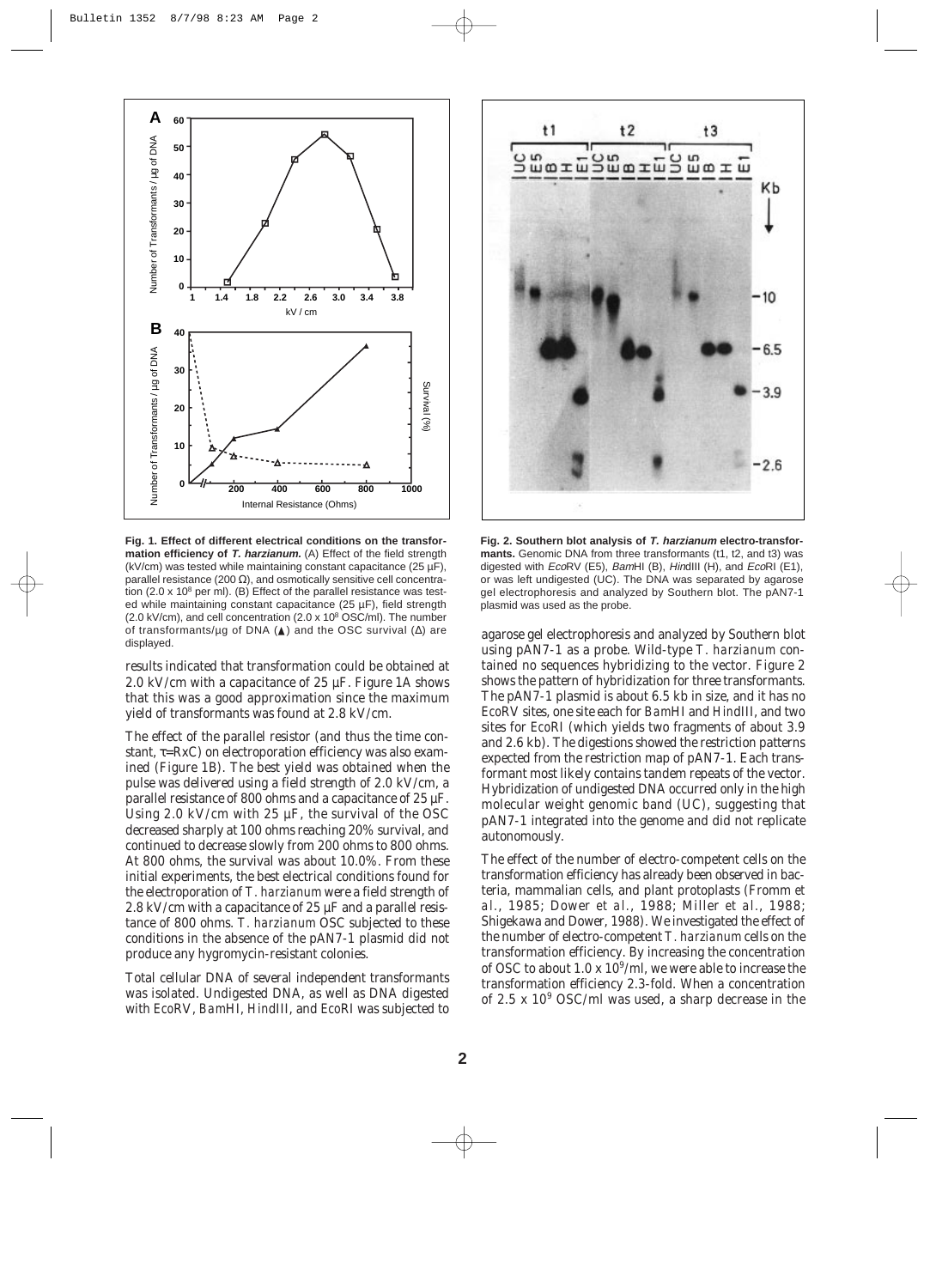**Fig. 1. Effect of different electrical conditions on the transformation efficiency of *T. harzianum*.** (A) Effect of the field strength (kV/cm) was tested while maintaining constant capacitance (25 µF), parallel resistance (200 Ω), and osmotically sensitive cell concentration ($2.0 \times 10^8$ per ml). (B) Effect of the parallel resistance was tested while maintaining constant capacitance (25 µF), field strength (2.0 kV/cm), and cell concentration ($2.0 \times 10^8$ OSC/ml). The number of transformants/µg of DNA (▲) and the OSC survival (Δ) are displayed.

results indicated that transformation could be obtained at 2.0 kV/cm with a capacitance of 25 µF. Figure 1A shows that this was a good approximation since the maximum yield of transformants was found at 2.8 kV/cm.

The effect of the parallel resistor (and thus the time constant, τ=RxC) on electroporation efficiency was also examined (Figure 1B). The best yield was obtained when the pulse was delivered using a field strength of 2.0 kV/cm, a parallel resistance of 800 ohms and a capacitance of 25 µF. Using 2.0 kV/cm with 25 µF, the survival of the OSC decreased sharply at 100 ohms reaching 20% survival, and continued to decrease slowly from 200 ohms to 800 ohms. At 800 ohms, the survival was about 10.0%. From these initial experiments, the best electrical conditions found for the electroporation of *T. harzianum* were a field strength of 2.8 kV/cm with a capacitance of 25 µF and a parallel resistance of 800 ohms. *T. harzianum* OSC subjected to these conditions in the absence of the pAN7-1 plasmid did not produce any hygromycin-resistant colonies.

Total cellular DNA of several independent transformants was isolated. Undigested DNA, as well as DNA digested with *Eco*RV, *Bam*HI, *Hin*dIII, and *Eco*RI was subjected to agarose gel electrophoresis and analyzed by Southern blot using pAN7-1 as a probe. Wild-type *T. harzianum* contained no sequences hybridizing to the vector. Figure 2 shows the pattern of hybridization for three transformants. The pAN7-1 plasmid is about 6.5 kb in size, and it has no *Eco*RV sites, one site each for *Bam*HI and *Hin*dIII, and two sites for *Eco*RI (which yields two fragments of about 3.9 and 2.6 kb). The digestions showed the restriction patterns expected from the restriction map of pAN7-1. Each transformant most likely contains tandem repeats of the vector. Hybridization of undigested DNA occurred only in the high molecular weight genomic band (UC), suggesting that pAN7-1 integrated into the genome and did not replicate autonomously.

**Fig. 2. Southern blot analysis of *T. harzianum* electro-transformants.** Genomic DNA from three transformants (t1, t2, and t3) was digested with *Eco*RV (E5), *Bam*HI (B), *Hin*dIII (H), and *Eco*RI (E1), or was left undigested (UC). The DNA was separated by agarose gel electrophoresis and analyzed by Southern blot. The pAN7-1 plasmid was used as the probe.

The effect of the number of electro-competent cells on the transformation efficiency has already been observed in bacteria, mammalian cells, and plant protoplasts (Fromm *et al.*, 1985; Dower *et al.*, 1988; Miller *et al.*, 1988; Shigekawa and Dower, 1988). We investigated the effect of the number of electro-competent *T. harzianum* cells on the transformation efficiency. By increasing the concentration of OSC to about $1.0 \times 10^9$/ml, we were able to increase the transformation efficiency 2.3-fold. When a concentration of $2.5 \times 10^9$ OSC/ml was used, a sharp decrease in the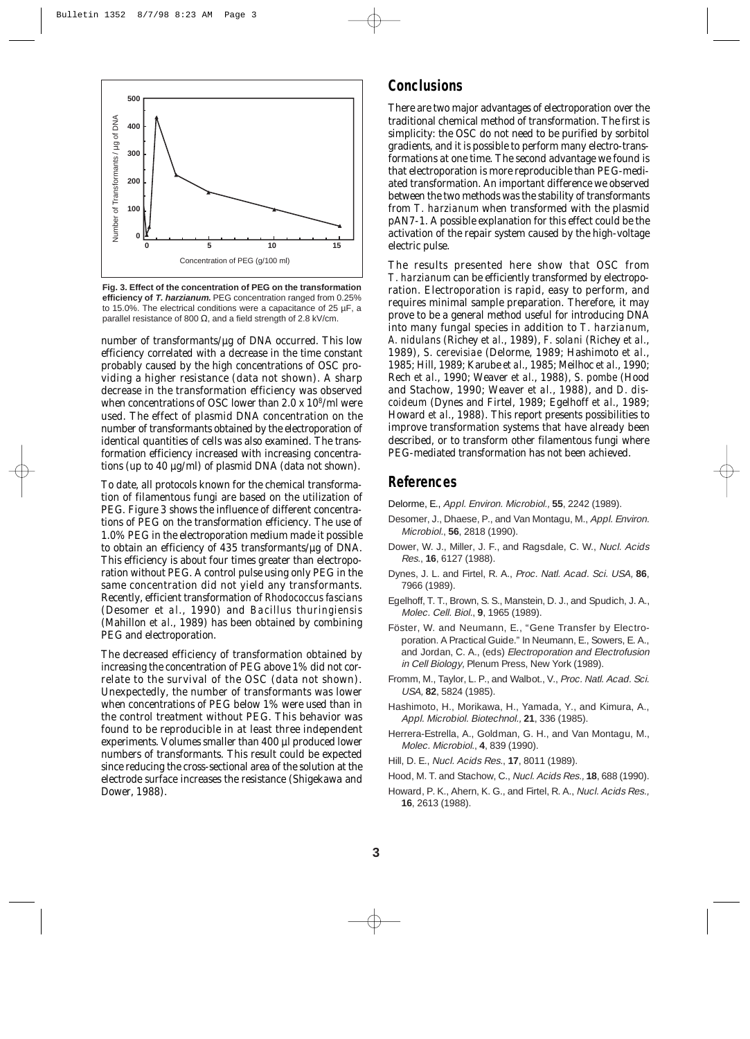**Fig. 3. Effect of the concentration of PEG on the transformation efficiency of *T. harzianum.*** PEG concentration ranged from 0.25% to 15.0%. The electrical conditions were a capacitance of 25 µF, a parallel resistance of 800 Ω, and a field strength of 2.8 kV/cm.

number of transformants/µg of DNA occurred. This low efficiency correlated with a decrease in the time constant probably caused by the high concentrations of OSC providing a higher resistance (data not shown). A sharp decrease in the transformation efficiency was observed when concentrations of OSC lower than $2.0 \times 10^8$/ml were used. The effect of plasmid DNA concentration on the number of transformants obtained by the electroporation of identical quantities of cells was also examined. The transformation efficiency increased with increasing concentrations (up to 40 µg/ml) of plasmid DNA (data not shown).

To date, all protocols known for the chemical transformation of filamentous fungi are based on the utilization of PEG. Figure 3 shows the influence of different concentrations of PEG on the transformation efficiency. The use of 1.0% PEG in the electroporation medium made it possible to obtain an efficiency of 435 transformants/µg of DNA. This efficiency is about four times greater than electroporation without PEG. A control pulse using only PEG in the same concentration did not yield any transformants. Recently, efficient transformation of *Rhodococcus fascians* (Desomer *et al*., 1990) and *Bacillus thuringiensis* (Mahillon *et al*., 1989) has been obtained by combining PEG and electroporation.

The decreased efficiency of transformation obtained by increasing the concentration of PEG above 1% did not correlate to the survival of the OSC (data not shown). Unexpectedly, the number of transformants was lower when concentrations of PEG below 1% were used than in the control treatment without PEG. This behavior was found to be reproducible in at least three independent experiments. Volumes smaller than 400 µl produced lower numbers of transformants. This result could be expected since reducing the cross-sectional area of the solution at the electrode surface increases the resistance (Shigekawa and Dower, 1988).

## Conclusions

There are two major advantages of electroporation over the traditional chemical method of transformation. The first is simplicity: the OSC do not need to be purified by sorbitol gradients, and it is possible to perform many electro-transformations at one time. The second advantage we found is that electroporation is more reproducible than PEG-mediated transformation. An important difference we observed between the two methods was the stability of transformants from *T. harzianum* when transformed with the plasmid pAN7-1. A possible explanation for this effect could be the activation of the repair system caused by the high-voltage electric pulse.

The results presented here show that OSC from *T. harzianum* can be efficiently transformed by electroporation. Electroporation is rapid, easy to perform, and requires minimal sample preparation. Therefore, it may prove to be a general method useful for introducing DNA into many fungal species in addition to *T. harzianum*, *A. nidulans* (Richey *et al*., 1989), *F. solani* (Richey *et al*., 1989), *S. cerevisiae* (Delorme, 1989; Hashimoto *et al*., 1985; Hill, 1989; Karube *et al*., 1985; Meilhoc *et al*., 1990; Rech *et al*., 1990; Weaver *et al*., 1988), *S. pombe* (Hood and Stachow, 1990; Weaver *et al*., 1988), and *D. discoideum* (Dynes and Firtel, 1989; Egelhoff *et al*., 1989; Howard *et al*., 1988). This report presents possibilities to improve transformation systems that have already been described, or to transform other filamentous fungi where PEG-mediated transformation has not been achieved.

## References

Delorme, E., *Appl. Environ. Microbiol.,* **55**, 2242 (1989).

Desomer, J., Dhaese, P., and Van Montagu, M., *Appl. Environ. Microbiol*., **56**, 2818 (1990).

Dower, W. J., Miller, J. F., and Ragsdale, C. W., *Nucl. Acids Res.*, **16**, 6127 (1988).

Dynes, J. L. and Firtel, R. A., *Proc. Natl. Acad. Sci. USA,* **86**, 7966 (1989).

Egelhoff, T. T., Brown, S. S., Manstein, D. J., and Spudich, J. A., *Molec. Cell. Biol*., **9**, 1965 (1989).

Föster, W. and Neumann, E., "Gene Transfer by Electroporation. A Practical Guide." In Neumann, E., Sowers, E. A., and Jordan, C. A., (eds) *Electroporation and Electrofusion in Cell Biology,* Plenum Press, New York (1989).

Fromm, M., Taylor, L. P., and Walbot., V., *Proc. Natl. Acad. Sci. USA,* **82**, 5824 (1985).

Hashimoto, H., Morikawa, H., Yamada, Y., and Kimura, A., *Appl. Microbiol. Biotechnol.,* **21**, 336 (1985).

Herrera-Estrella, A., Goldman, G. H., and Van Montagu, M., *Molec. Microbiol.*, **4**, 839 (1990).

Hill, D. E., *Nucl. Acids Res.*, **17**, 8011 (1989).

Hood, M. T. and Stachow, C., *Nucl. Acids Res.,* **18**, 688 (1990).

Howard, P. K., Ahern, K. G., and Firtel, R. A., *Nucl. Acids Res.,* **16**, 2613 (1988).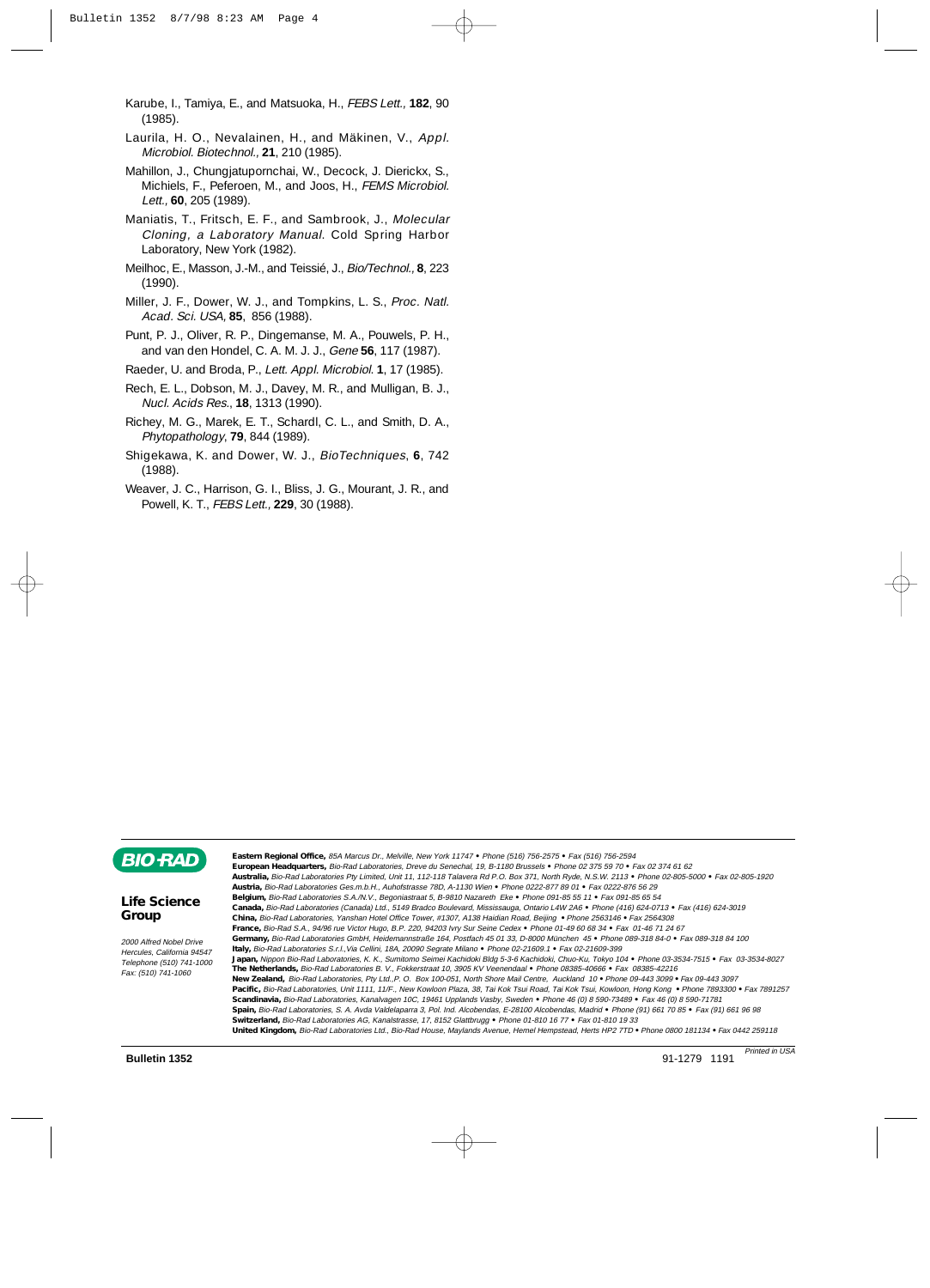Karube, I., Tamiya, E., and Matsuoka, H., *FEBS Lett.,* **182**, 90 (1985).

Laurila, H. O., Nevalainen, H., and Mäkinen, V., *Appl. Microbiol. Biotechnol.,* **21**, 210 (1985).

Mahillon, J., Chungjatupornchai, W., Decock, J. Dierickx, S., Michiels, F., Peferoen, M., and Joos, H., *FEMS Microbiol. Lett.,* **60**, 205 (1989).

Maniatis, T., Fritsch, E. F., and Sambrook, J., *Molecular Cloning, a Laboratory Manual.* Cold Spring Harbor Laboratory, New York (1982).

Meilhoc, E., Masson, J.-M., and Teissié, J., *Bio/Technol.,* **8**, 223 (1990).

Miller, J. F., Dower, W. J., and Tompkins, L. S., *Proc. Natl. Acad. Sci. USA,* **85**, 856 (1988).

Punt, P. J., Oliver, R. P., Dingemanse, M. A., Pouwels, P. H., and van den Hondel, C. A. M. J. J., *Gene* **56**, 117 (1987).

Raeder, U. and Broda, P., *Lett. Appl. Microbiol.* **1**, 17 (1985).

Rech, E. L., Dobson, M. J., Davey, M. R., and Mulligan, B. J., *Nucl. Acids Res.*, **18**, 1313 (1990).

Richey, M. G., Marek, E. T., Schardl, C. L., and Smith, D. A., *Phytopathology*, **79**, 844 (1989).

Shigekawa, K. and Dower, W. J., *BioTechniques*, **6**, 742 (1988).

Weaver, J. C., Harrison, G. I., Bliss, J. G., Mourant, J. R., and Powell, K. T., *FEBS Lett.,* **229**, 30 (1988).

**BIO-RAD**

**Life Science Group**

*2000 Alfred Nobel Drive Hercules, California 94547 Telephone (510) 741-1000 Fax: (510) 741-1060*

**Eastern Regional Office,** *85A Marcus Dr., Melville, New York 11747 • Phone (516) 756-2575 • Fax (516) 756-2594*
**European Headquarters,** *Bio-Rad Laboratories, Dreve du Senechal, 19, B-1180 Brussels • Phone 02 375 59 70 • Fax 02 374 61 62*
**Australia,** *Bio-Rad Laboratories Pty Limited, Unit 11, 112-118 Talavera Rd P.O. Box 371, North Ryde, N.S.W. 2113 • Phone 02-805-5000 • Fax 02-805-1920*
**Austria,** *Bio-Rad Laboratories Ges.m.b.H., Auhofstrasse 78D, A-1130 Wien • Phone 0222-877 89 01 • Fax 0222-876 56 29*
**Belgium,** *Bio-Rad Laboratories S.A./N.V., Begoniastraat 5, B-9810 Nazareth Eke • Phone 091-85 55 11 • Fax 091-85 65 54*
**Canada,** *Bio-Rad Laboratories (Canada) Ltd., 5149 Bradco Boulevard, Mississauga, Ontario L4W 2A6 • Phone (416) 624-0713 • Fax (416) 624-3019*
**China,** *Bio-Rad Laboratories, Yanshan Hotel Office Tower, #1307, A138 Haidian Road, Beijing • Phone 2563146 • Fax 2564308*
**France,** *Bio-Rad S.A., 94/96 rue Victor Hugo, B.P. 220, 94203 Ivry Sur Seine Cedex • Phone 01-49 60 68 34 • Fax 01-46 71 24 67*
**Germany,** *Bio-Rad Laboratories GmbH, Heidemannstraße 164, Postfach 45 01 33, D-8000 München 45 • Phone 089-318 84-0 • Fax 089-318 84 100*
**Italy,** *Bio-Rad Laboratories S.r.l.,Via Cellini, 18A, 20090 Segrate Milano • Phone 02-21609.1 • Fax 02-21609-399*
**Japan,** *Nippon Bio-Rad Laboratories, K. K., Sumitomo Seimei Kachidoki Bldg 5-3-6 Kachidoki, Chuo-Ku, Tokyo 104 • Phone 03-3534-7515 • Fax 03-3534-8027*
**The Netherlands,** *Bio-Rad Laboratories B. V., Fokkerstraat 10, 3905 KV Veenendaal • Phone 08385-40666 • Fax 08385-42216*
**New Zealand,** *Bio-Rad Laboratories, Pty Ltd.,P. O. Box 100-051, North Shore Mail Centre, Auckland 10 • Phone 09-443 3099 • Fax 09-443 3097*
**Pacific,** *Bio-Rad Laboratories, Unit 1111, 11/F., New Kowloon Plaza, 38, Tai Kok Tsui Road, Tai Kok Tsui, Kowloon, Hong Kong • Phone 7893300 • Fax 7891257*
**Scandinavia,** *Bio-Rad Laboratories, Kanalvagen 10C, 19461 Upplands Vasby, Sweden • Phone 46 (0) 8 590-73489 • Fax 46 (0) 8 590-71781*
**Spain,** *Bio-Rad Laboratories, S. A. Avda Valdelaparra 3, Pol. Ind. Alcobendas, E-28100 Alcobendas, Madrid • Phone (91) 661 70 85 • Fax (91) 661 96 98*
**Switzerland,** *Bio-Rad Laboratories AG, Kanalstrasse, 17, 8152 Glattbrugg • Phone 01-810 16 77 • Fax 01-810 19 33*
**United Kingdom,** *Bio-Rad Laboratories Ltd., Bio-Rad House, Maylands Avenue, Hemel Hempstead, Herts HP2 7TD • Phone 0800 181134 • Fax 0442 259118*

**Bulletin 1352**

91-1279 1191

*Printed in USA*